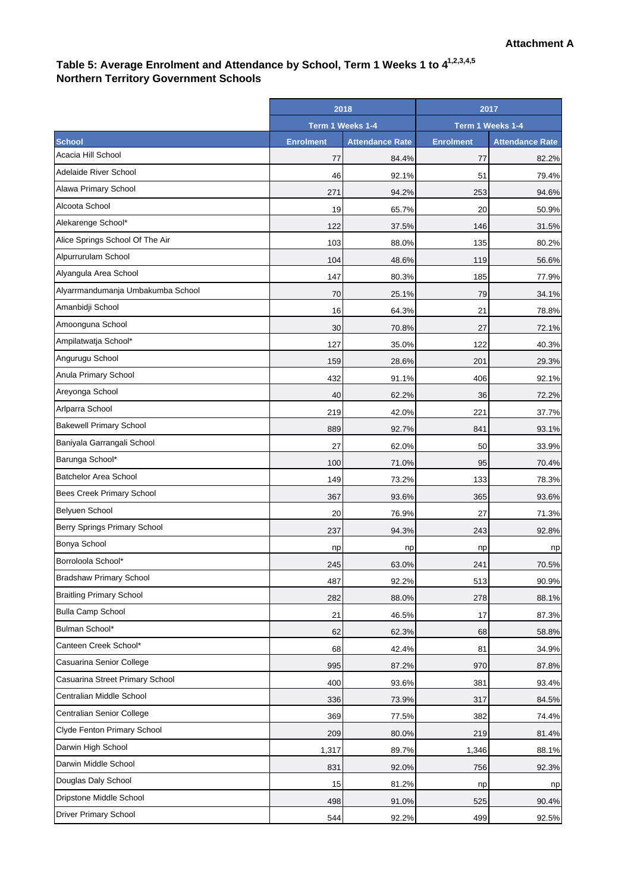**Attachment A**

## Table 5: Average Enrolment and Attendance by School, Term 1 Weeks 1 to 4[1,2,3,4,5]
## Northern Territory Government Schools

| | 2018 | | 2017 | |
|---|---|---|---|---|
| | Term 1 Weeks 1-4 | | Term 1 Weeks 1-4 | |
| **School** | **Enrolment** | **Attendance Rate** | **Enrolment** | **Attendance Rate** |
| Acacia Hill School | 77 | 84.4% | 77 | 82.2% |
| Adelaide River School | 46 | 92.1% | 51 | 79.4% |
| Alawa Primary School | 271 | 94.2% | 253 | 94.6% |
| Alcoota School | 19 | 65.7% | 20 | 50.9% |
| Alekarenge School* | 122 | 37.5% | 146 | 31.5% |
| Alice Springs School Of The Air | 103 | 88.0% | 135 | 80.2% |
| Alpurrurulam School | 104 | 48.6% | 119 | 56.6% |
| Alyangula Area School | 147 | 80.3% | 185 | 77.9% |
| Alyarrmandumanja Umbakumba School | 70 | 25.1% | 79 | 34.1% |
| Amanbidji School | 16 | 64.3% | 21 | 78.8% |
| Amoonguna School | 30 | 70.8% | 27 | 72.1% |
| Ampilatwatja School* | 127 | 35.0% | 122 | 40.3% |
| Angurugu School | 159 | 28.6% | 201 | 29.3% |
| Anula Primary School | 432 | 91.1% | 406 | 92.1% |
| Areyonga School | 40 | 62.2% | 36 | 72.2% |
| Arlparra School | 219 | 42.0% | 221 | 37.7% |
| Bakewell Primary School | 889 | 92.7% | 841 | 93.1% |
| Baniyala Garrangali School | 27 | 62.0% | 50 | 33.9% |
| Barunga School* | 100 | 71.0% | 95 | 70.4% |
| Batchelor Area School | 149 | 73.2% | 133 | 78.3% |
| Bees Creek Primary School | 367 | 93.6% | 365 | 93.6% |
| Belyuen School | 20 | 76.9% | 27 | 71.3% |
| Berry Springs Primary School | 237 | 94.3% | 243 | 92.8% |
| Bonya School | np | np | np | np |
| Borroloola School* | 245 | 63.0% | 241 | 70.5% |
| Bradshaw Primary School | 487 | 92.2% | 513 | 90.9% |
| Braitling Primary School | 282 | 88.0% | 278 | 88.1% |
| Bulla Camp School | 21 | 46.5% | 17 | 87.3% |
| Bulman School* | 62 | 62.3% | 68 | 58.8% |
| Canteen Creek School* | 68 | 42.4% | 81 | 34.9% |
| Casuarina Senior College | 995 | 87.2% | 970 | 87.8% |
| Casuarina Street Primary School | 400 | 93.6% | 381 | 93.4% |
| Centralian Middle School | 336 | 73.9% | 317 | 84.5% |
| Centralian Senior College | 369 | 77.5% | 382 | 74.4% |
| Clyde Fenton Primary School | 209 | 80.0% | 219 | 81.4% |
| Darwin High School | 1,317 | 89.7% | 1,346 | 88.1% |
| Darwin Middle School | 831 | 92.0% | 756 | 92.3% |
| Douglas Daly School | 15 | 81.2% | np | np |
| Dripstone Middle School | 498 | 91.0% | 525 | 90.4% |
| Driver Primary School | 544 | 92.2% | 499 | 92.5% |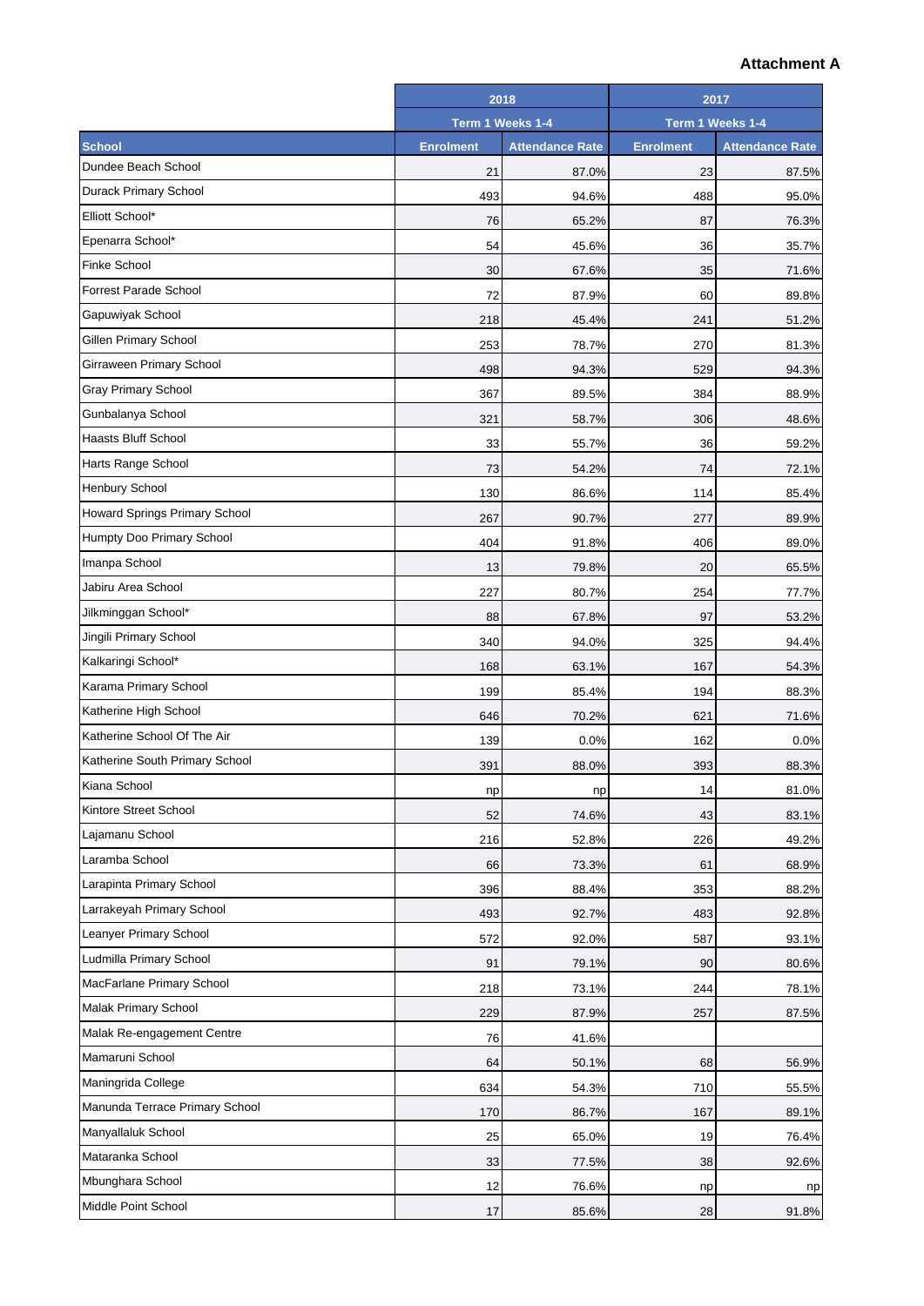**Attachment A**

| | 2018 | | 2017 | |
|---|---|---|---|---|
| | Term 1 Weeks 1-4 | | Term 1 Weeks 1-4 | |
| **School** | **Enrolment** | **Attendance Rate** | **Enrolment** | **Attendance Rate** |
| Dundee Beach School | 21 | 87.0% | 23 | 87.5% |
| Durack Primary School | 493 | 94.6% | 488 | 95.0% |
| Elliott School* | 76 | 65.2% | 87 | 76.3% |
| Epenarra School* | 54 | 45.6% | 36 | 35.7% |
| Finke School | 30 | 67.6% | 35 | 71.6% |
| Forrest Parade School | 72 | 87.9% | 60 | 89.8% |
| Gapuwiyak School | 218 | 45.4% | 241 | 51.2% |
| Gillen Primary School | 253 | 78.7% | 270 | 81.3% |
| Girraween Primary School | 498 | 94.3% | 529 | 94.3% |
| Gray Primary School | 367 | 89.5% | 384 | 88.9% |
| Gunbalanya School | 321 | 58.7% | 306 | 48.6% |
| Haasts Bluff School | 33 | 55.7% | 36 | 59.2% |
| Harts Range School | 73 | 54.2% | 74 | 72.1% |
| Henbury School | 130 | 86.6% | 114 | 85.4% |
| Howard Springs Primary School | 267 | 90.7% | 277 | 89.9% |
| Humpty Doo Primary School | 404 | 91.8% | 406 | 89.0% |
| Imanpa School | 13 | 79.8% | 20 | 65.5% |
| Jabiru Area School | 227 | 80.7% | 254 | 77.7% |
| Jilkminggan School* | 88 | 67.8% | 97 | 53.2% |
| Jingili Primary School | 340 | 94.0% | 325 | 94.4% |
| Kalkaringi School* | 168 | 63.1% | 167 | 54.3% |
| Karama Primary School | 199 | 85.4% | 194 | 88.3% |
| Katherine High School | 646 | 70.2% | 621 | 71.6% |
| Katherine School Of The Air | 139 | 0.0% | 162 | 0.0% |
| Katherine South Primary School | 391 | 88.0% | 393 | 88.3% |
| Kiana School | np | np | 14 | 81.0% |
| Kintore Street School | 52 | 74.6% | 43 | 83.1% |
| Lajamanu School | 216 | 52.8% | 226 | 49.2% |
| Laramba School | 66 | 73.3% | 61 | 68.9% |
| Larapinta Primary School | 396 | 88.4% | 353 | 88.2% |
| Larrakeyah Primary School | 493 | 92.7% | 483 | 92.8% |
| Leanyer Primary School | 572 | 92.0% | 587 | 93.1% |
| Ludmilla Primary School | 91 | 79.1% | 90 | 80.6% |
| MacFarlane Primary School | 218 | 73.1% | 244 | 78.1% |
| Malak Primary School | 229 | 87.9% | 257 | 87.5% |
| Malak Re-engagement Centre | 76 | 41.6% | | |
| Mamaruni School | 64 | 50.1% | 68 | 56.9% |
| Maningrida College | 634 | 54.3% | 710 | 55.5% |
| Manunda Terrace Primary School | 170 | 86.7% | 167 | 89.1% |
| Manyallaluk School | 25 | 65.0% | 19 | 76.4% |
| Mataranka School | 33 | 77.5% | 38 | 92.6% |
| Mbunghara School | 12 | 76.6% | np | np |
| Middle Point School | 17 | 85.6% | 28 | 91.8% |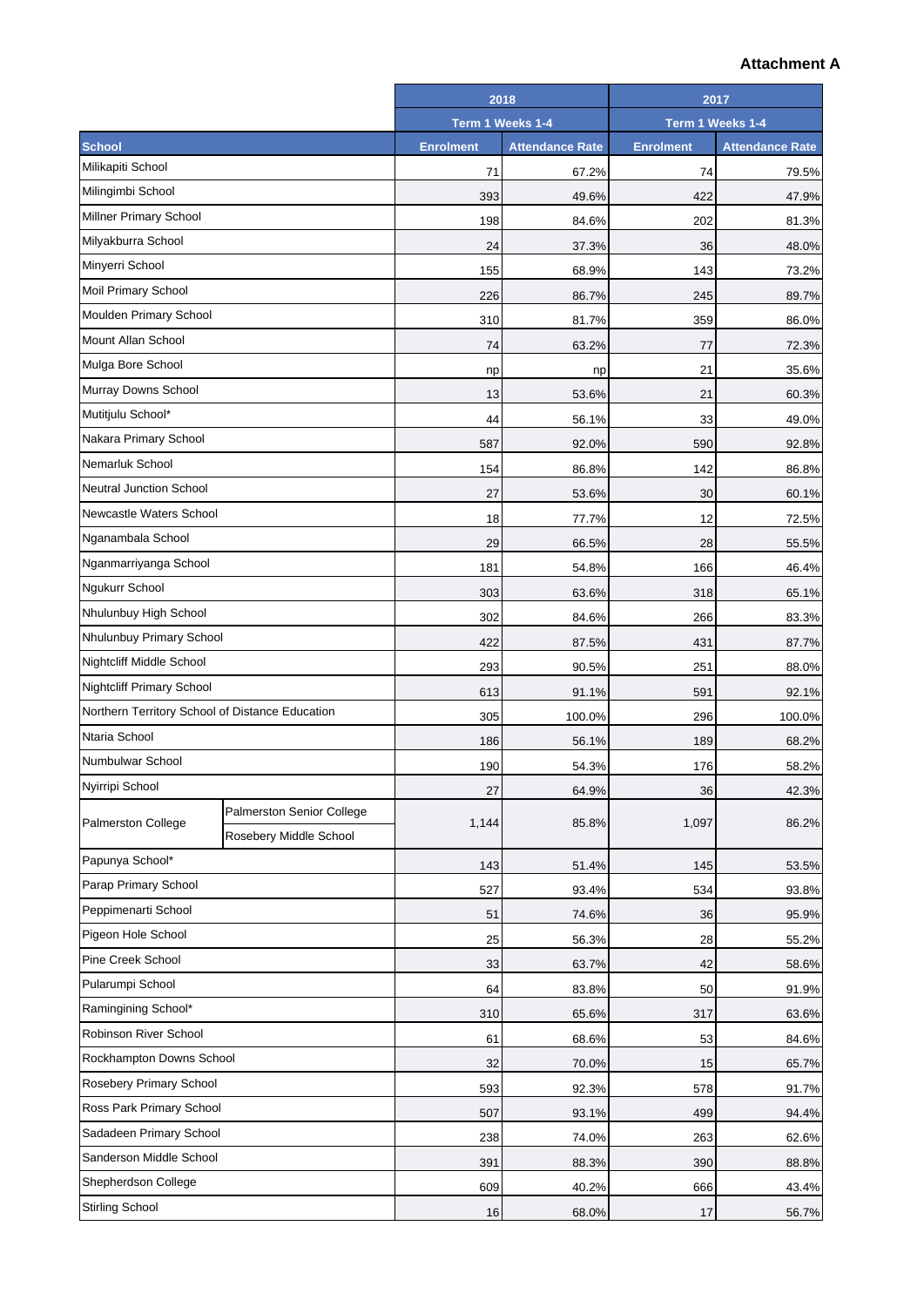**Attachment A**

| School | | 2018 | | 2017 | |
|---|---|---|---|---|---|
| | | Term 1 Weeks 1-4 | | Term 1 Weeks 1-4 | |
| | | Enrolment | Attendance Rate | Enrolment | Attendance Rate |
| Milikapiti School | | 71 | 67.2% | 74 | 79.5% |
| Milingimbi School | | 393 | 49.6% | 422 | 47.9% |
| Millner Primary School | | 198 | 84.6% | 202 | 81.3% |
| Milyakburra School | | 24 | 37.3% | 36 | 48.0% |
| Minyerri School | | 155 | 68.9% | 143 | 73.2% |
| Moil Primary School | | 226 | 86.7% | 245 | 89.7% |
| Moulden Primary School | | 310 | 81.7% | 359 | 86.0% |
| Mount Allan School | | 74 | 63.2% | 77 | 72.3% |
| Mulga Bore School | | np | np | 21 | 35.6% |
| Murray Downs School | | 13 | 53.6% | 21 | 60.3% |
| Mutitjulu School* | | 44 | 56.1% | 33 | 49.0% |
| Nakara Primary School | | 587 | 92.0% | 590 | 92.8% |
| Nemarluk School | | 154 | 86.8% | 142 | 86.8% |
| Neutral Junction School | | 27 | 53.6% | 30 | 60.1% |
| Newcastle Waters School | | 18 | 77.7% | 12 | 72.5% |
| Nganambala School | | 29 | 66.5% | 28 | 55.5% |
| Nganmarriyanga School | | 181 | 54.8% | 166 | 46.4% |
| Ngukurr School | | 303 | 63.6% | 318 | 65.1% |
| Nhulunbuy High School | | 302 | 84.6% | 266 | 83.3% |
| Nhulunbuy Primary School | | 422 | 87.5% | 431 | 87.7% |
| Nightcliff Middle School | | 293 | 90.5% | 251 | 88.0% |
| Nightcliff Primary School | | 613 | 91.1% | 591 | 92.1% |
| Northern Territory School of Distance Education | | 305 | 100.0% | 296 | 100.0% |
| Ntaria School | | 186 | 56.1% | 189 | 68.2% |
| Numbulwar School | | 190 | 54.3% | 176 | 58.2% |
| Nyirripi School | | 27 | 64.9% | 36 | 42.3% |
| Palmerston College | Palmerston Senior College<br>Rosebery Middle School | 1,144 | 85.8% | 1,097 | 86.2% |
| Papunya School* | | 143 | 51.4% | 145 | 53.5% |
| Parap Primary School | | 527 | 93.4% | 534 | 93.8% |
| Peppimenarti School | | 51 | 74.6% | 36 | 95.9% |
| Pigeon Hole School | | 25 | 56.3% | 28 | 55.2% |
| Pine Creek School | | 33 | 63.7% | 42 | 58.6% |
| Pularumpi School | | 64 | 83.8% | 50 | 91.9% |
| Ramingining School* | | 310 | 65.6% | 317 | 63.6% |
| Robinson River School | | 61 | 68.6% | 53 | 84.6% |
| Rockhampton Downs School | | 32 | 70.0% | 15 | 65.7% |
| Rosebery Primary School | | 593 | 92.3% | 578 | 91.7% |
| Ross Park Primary School | | 507 | 93.1% | 499 | 94.4% |
| Sadadeen Primary School | | 238 | 74.0% | 263 | 62.6% |
| Sanderson Middle School | | 391 | 88.3% | 390 | 88.8% |
| Shepherdson College | | 609 | 40.2% | 666 | 43.4% |
| Stirling School | | 16 | 68.0% | 17 | 56.7% |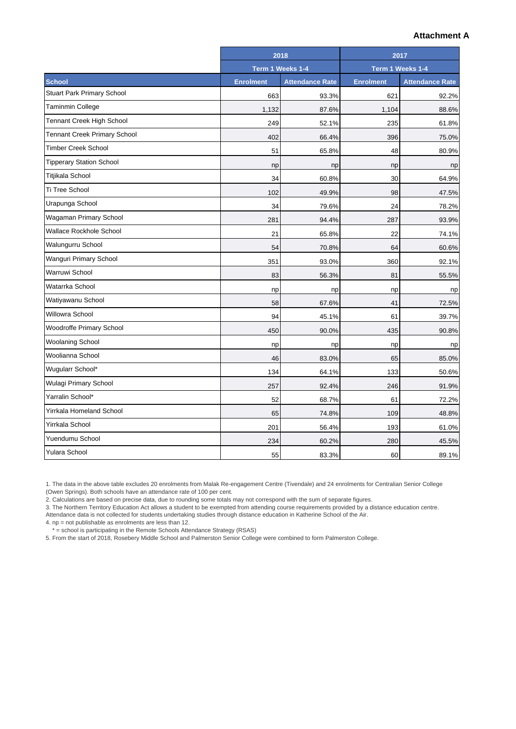**Attachment A**

| | 2018 | | 2017 | |
|---|---|---|---|---|
| | Term 1 Weeks 1-4 | | Term 1 Weeks 1-4 | |
| **School** | **Enrolment** | **Attendance Rate** | **Enrolment** | **Attendance Rate** |
| Stuart Park Primary School | 663 | 93.3% | 621 | 92.2% |
| Taminmin College | 1,132 | 87.6% | 1,104 | 88.6% |
| Tennant Creek High School | 249 | 52.1% | 235 | 61.8% |
| Tennant Creek Primary School | 402 | 66.4% | 396 | 75.0% |
| Timber Creek School | 51 | 65.8% | 48 | 80.9% |
| Tipperary Station School | np | np | np | np |
| Titjikala School | 34 | 60.8% | 30 | 64.9% |
| Ti Tree School | 102 | 49.9% | 98 | 47.5% |
| Urapunga School | 34 | 79.6% | 24 | 78.2% |
| Wagaman Primary School | 281 | 94.4% | 287 | 93.9% |
| Wallace Rockhole School | 21 | 65.8% | 22 | 74.1% |
| Walungurru School | 54 | 70.8% | 64 | 60.6% |
| Wanguri Primary School | 351 | 93.0% | 360 | 92.1% |
| Warruwi School | 83 | 56.3% | 81 | 55.5% |
| Watarrka School | np | np | np | np |
| Watiyawanu School | 58 | 67.6% | 41 | 72.5% |
| Willowra School | 94 | 45.1% | 61 | 39.7% |
| Woodroffe Primary School | 450 | 90.0% | 435 | 90.8% |
| Woolaning School | np | np | np | np |
| Woolianna School | 46 | 83.0% | 65 | 85.0% |
| Wugularr School* | 134 | 64.1% | 133 | 50.6% |
| Wulagi Primary School | 257 | 92.4% | 246 | 91.9% |
| Yarralin School* | 52 | 68.7% | 61 | 72.2% |
| Yirrkala Homeland School | 65 | 74.8% | 109 | 48.8% |
| Yirrkala School | 201 | 56.4% | 193 | 61.0% |
| Yuendumu School | 234 | 60.2% | 280 | 45.5% |
| Yulara School | 55 | 83.3% | 60 | 89.1% |

1. The data in the above table excludes 20 enrolments from Malak Re-engagement Centre (Tivendale) and 24 enrolments for Centralian Senior College (Owen Springs). Both schools have an attendance rate of 100 per cent.

2. Calculations are based on precise data, due to rounding some totals may not correspond with the sum of separate figures.

3. The Northern Territory Education Act allows a student to be exempted from attending course requirements provided by a distance education centre. Attendance data is not collected for students undertaking studies through distance education in Katherine School of the Air.

4. np = not publishable as enrolments are less than 12.

\* = school is participating in the Remote Schools Attendance Strategy (RSAS)

5. From the start of 2018, Rosebery Middle School and Palmerston Senior College were combined to form Palmerston College.